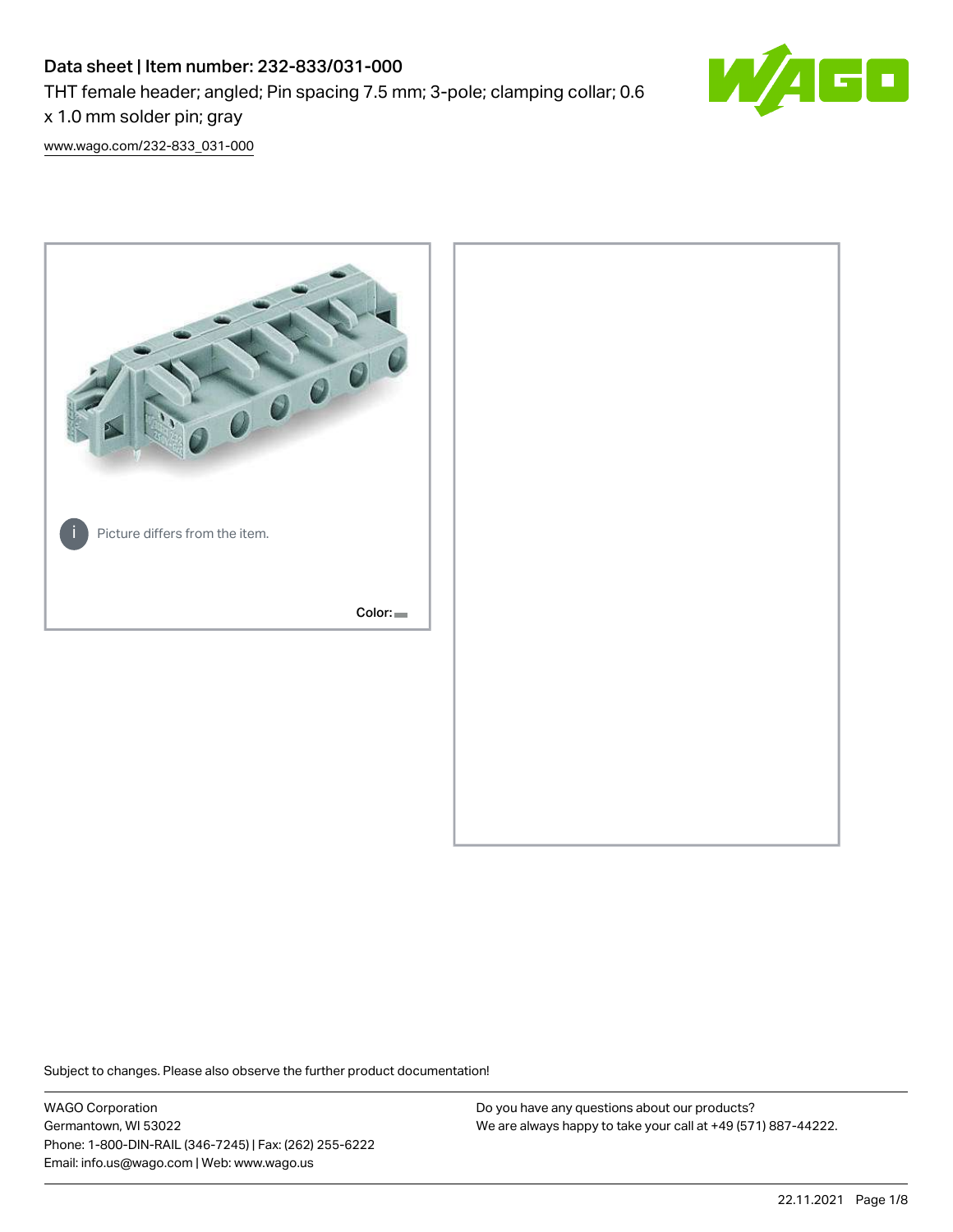# Data sheet | Item number: 232-833/031-000

THT female header; angled; Pin spacing 7.5 mm; 3-pole; clamping collar; 0.6 x 1.0 mm solder pin; gray

www.wago.com/232-833_031-000

Picture differs from the item.

Color:

Subject to changes. Please also observe the further product documentation!

WAGO Corporation
Germantown, WI 53022
Phone: 1-800-DIN-RAIL (346-7245) | Fax: (262) 255-6222
Email: info.us@wago.com | Web: www.wago.us

Do you have any questions about our products?
We are always happy to take your call at +49 (571) 887-44222.

22.11.2021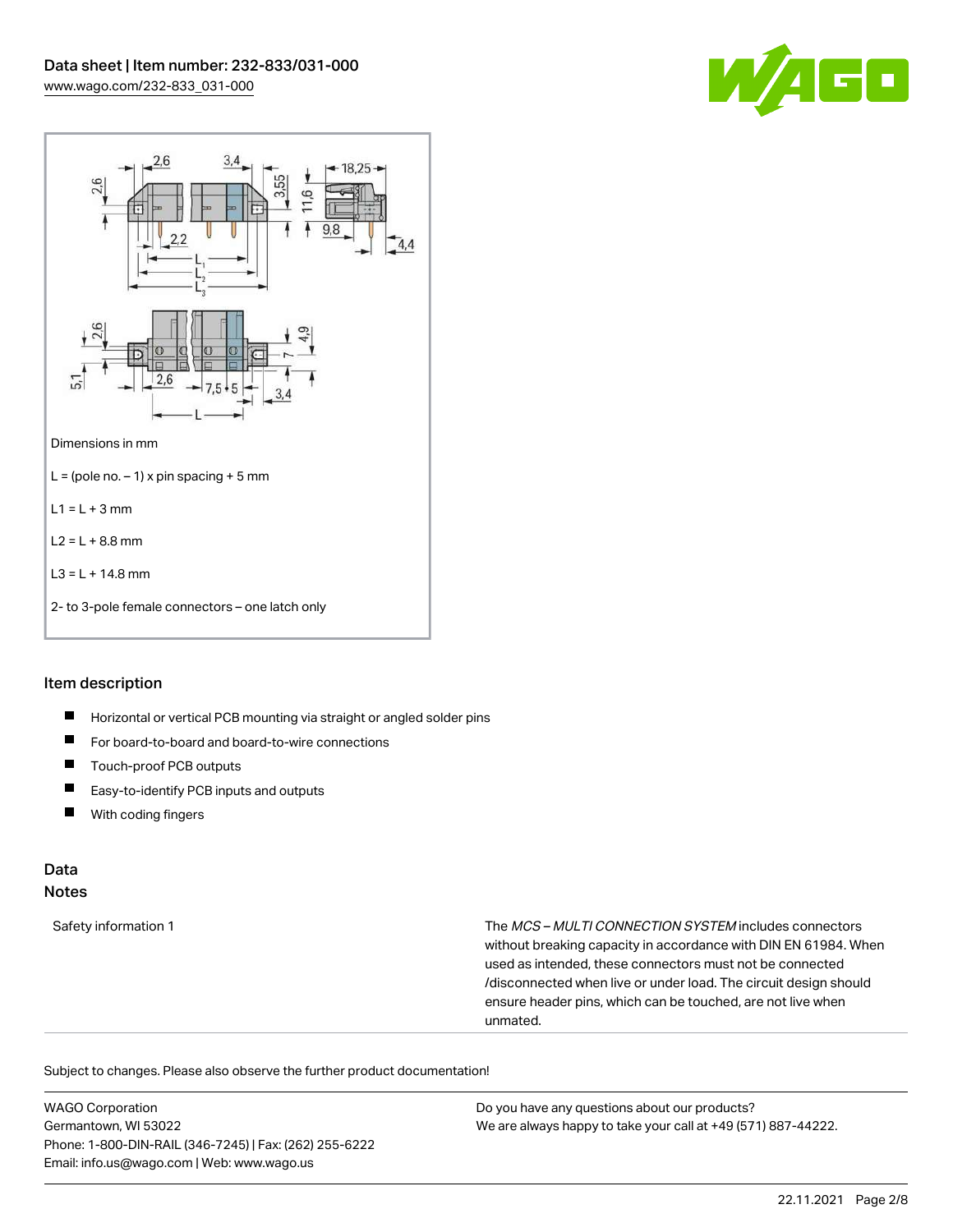Dimensions in mm

L = (pole no. – 1) x pin spacing + 5 mm

L1 = L + 3 mm

L2 = L + 8.8 mm

L3 = L + 14.8 mm

2- to 3-pole female connectors – one latch only

## Item description

- Horizontal or vertical PCB mounting via straight or angled solder pins
- For board-to-board and board-to-wire connections
- Touch-proof PCB outputs
- Easy-to-identify PCB inputs and outputs
- With coding fingers

## Data

### Notes

| | |
|---|---|
| Safety information 1 | The *MCS – MULTI CONNECTION SYSTEM* includes connectors without breaking capacity in accordance with DIN EN 61984. When used as intended, these connectors must not be connected /disconnected when live or under load. The circuit design should ensure header pins, which can be touched, are not live when unmated. |

Subject to changes. Please also observe the further product documentation!

WAGO Corporation
Germantown, WI 53022
Phone: 1-800-DIN-RAIL (346-7245) | Fax: (262) 255-6222
Email: info.us@wago.com | Web: www.wago.us

Do you have any questions about our products?
We are always happy to take your call at +49 (571) 887-44222.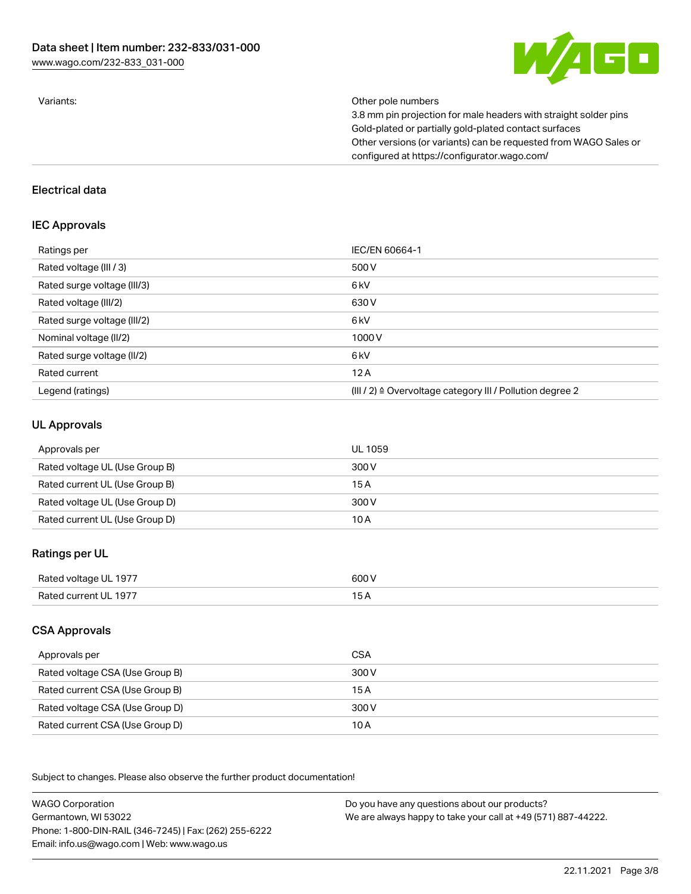| Variants: | Other pole numbers<br>3.8 mm pin projection for male headers with straight solder pins<br>Gold-plated or partially gold-plated contact surfaces<br>Other versions (or variants) can be requested from WAGO Sales or configured at https://configurator.wago.com/ |
|---|---|

## Electrical data

### IEC Approvals

| Ratings per | IEC/EN 60664-1 |
|---|---|
| Rated voltage (III / 3) | 500 V |
| Rated surge voltage (III/3) | 6 kV |
| Rated voltage (III/2) | 630 V |
| Rated surge voltage (III/2) | 6 kV |
| Nominal voltage (II/2) | 1000 V |
| Rated surge voltage (II/2) | 6 kV |
| Rated current | 12 A |
| Legend (ratings) | (III / 2) ≙ Overvoltage category III / Pollution degree 2 |

### UL Approvals

| Approvals per | UL 1059 |
|---|---|
| Rated voltage UL (Use Group B) | 300 V |
| Rated current UL (Use Group B) | 15 A |
| Rated voltage UL (Use Group D) | 300 V |
| Rated current UL (Use Group D) | 10 A |

### Ratings per UL

| Rated voltage UL 1977 | 600 V |
|---|---|
| Rated current UL 1977 | 15 A |

### CSA Approvals

| Approvals per | CSA |
|---|---|
| Rated voltage CSA (Use Group B) | 300 V |
| Rated current CSA (Use Group B) | 15 A |
| Rated voltage CSA (Use Group D) | 300 V |
| Rated current CSA (Use Group D) | 10 A |

Subject to changes. Please also observe the further product documentation!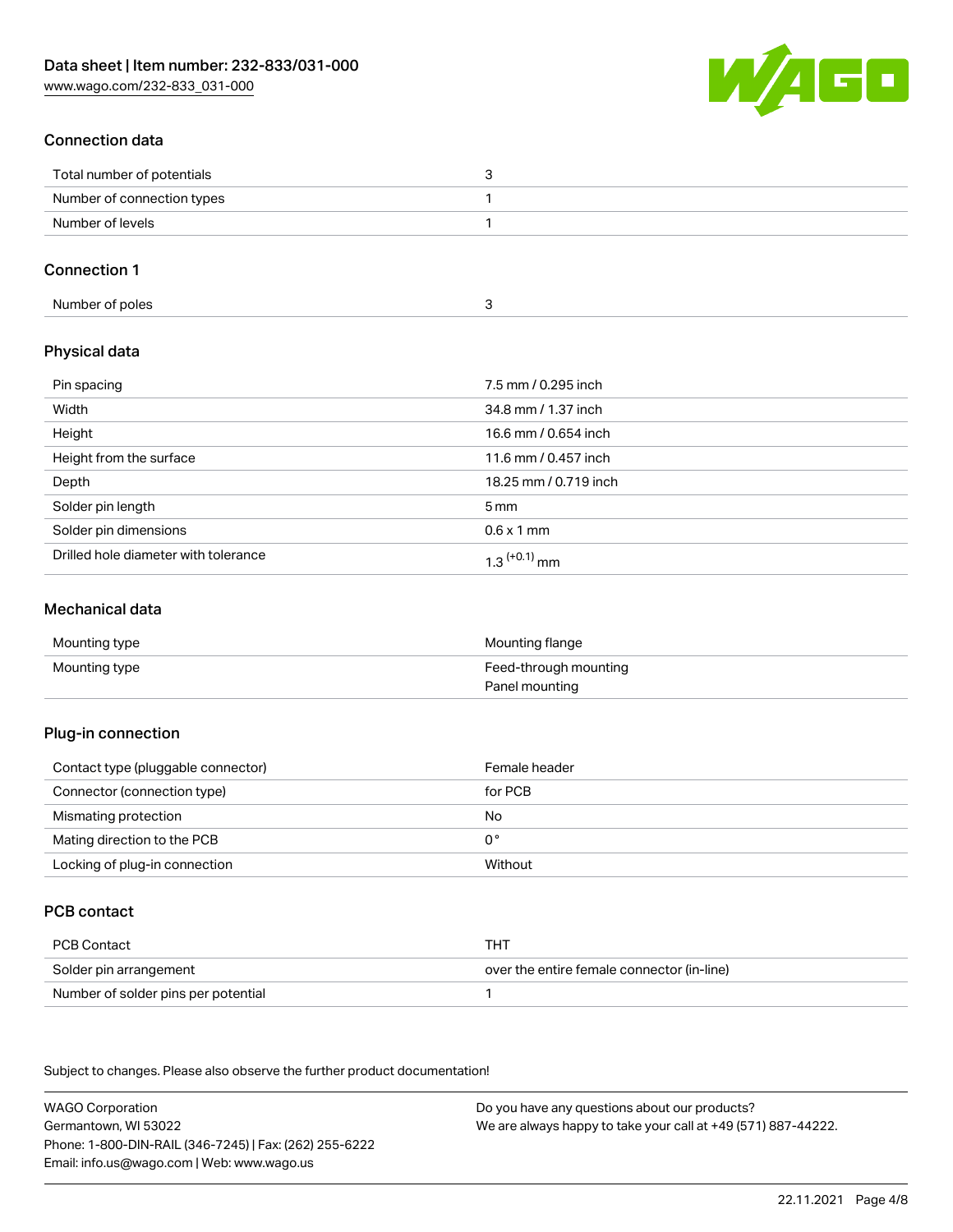## Connection data

| | |
|---|---|
| Total number of potentials | 3 |
| Number of connection types | 1 |
| Number of levels | 1 |

## Connection 1

| | |
|---|---|
| Number of poles | 3 |

## Physical data

| | |
|---|---|
| Pin spacing | 7.5 mm / 0.295 inch |
| Width | 34.8 mm / 1.37 inch |
| Height | 16.6 mm / 0.654 inch |
| Height from the surface | 11.6 mm / 0.457 inch |
| Depth | 18.25 mm / 0.719 inch |
| Solder pin length | 5 mm |
| Solder pin dimensions | 0.6 x 1 mm |
| Drilled hole diameter with tolerance | $1.3^{(+0.1)}$ mm |

## Mechanical data

| | |
|---|---|
| Mounting type | Mounting flange |
| Mounting type | Feed-through mounting<br>Panel mounting |

## Plug-in connection

| | |
|---|---|
| Contact type (pluggable connector) | Female header |
| Connector (connection type) | for PCB |
| Mismating protection | No |
| Mating direction to the PCB | 0° |
| Locking of plug-in connection | Without |

## PCB contact

| | |
|---|---|
| PCB Contact | THT |
| Solder pin arrangement | over the entire female connector (in-line) |
| Number of solder pins per potential | 1 |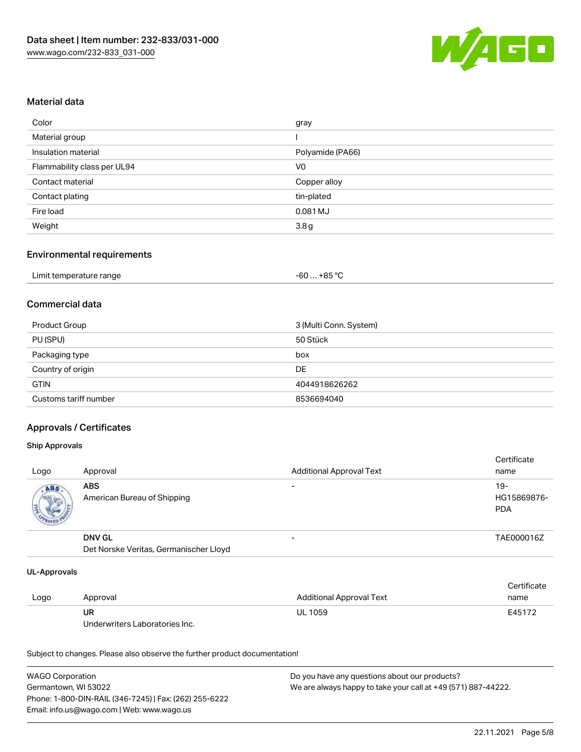## Material data

| Color | gray |
|---|---|
| Material group | I |
| Insulation material | Polyamide (PA66) |
| Flammability class per UL94 | V0 |
| Contact material | Copper alloy |
| Contact plating | tin-plated |
| Fire load | 0.081 MJ |
| Weight | 3.8 g |

## Environmental requirements

| Limit temperature range | -60 … +85 °C |
|---|---|

## Commercial data

| Product Group | 3 (Multi Conn. System) |
|---|---|
| PU (SPU) | 50 Stück |
| Packaging type | box |
| Country of origin | DE |
| GTIN | 4044918626262 |
| Customs tariff number | 8536694040 |

## Approvals / Certificates

### Ship Approvals

| Logo | Approval | Additional Approval Text | Certificate name |
|---|---|---|---|
| | **ABS**<br>American Bureau of Shipping | - | 19-HG15869876-PDA |
| | **DNV GL**<br>Det Norske Veritas, Germanischer Lloyd | - | TAE000016Z |

### UL-Approvals

| Logo | Approval | Additional Approval Text | Certificate name |
|---|---|---|---|
| | **UR**<br>Underwriters Laboratories Inc. | UL 1059 | E45172 |

Subject to changes. Please also observe the further product documentation!

WAGO Corporation
Germantown, WI 53022
Phone: 1-800-DIN-RAIL (346-7245) | Fax: (262) 255-6222
Email: info.us@wago.com | Web: www.wago.us

Do you have any questions about our products?
We are always happy to take your call at +49 (571) 887-44222.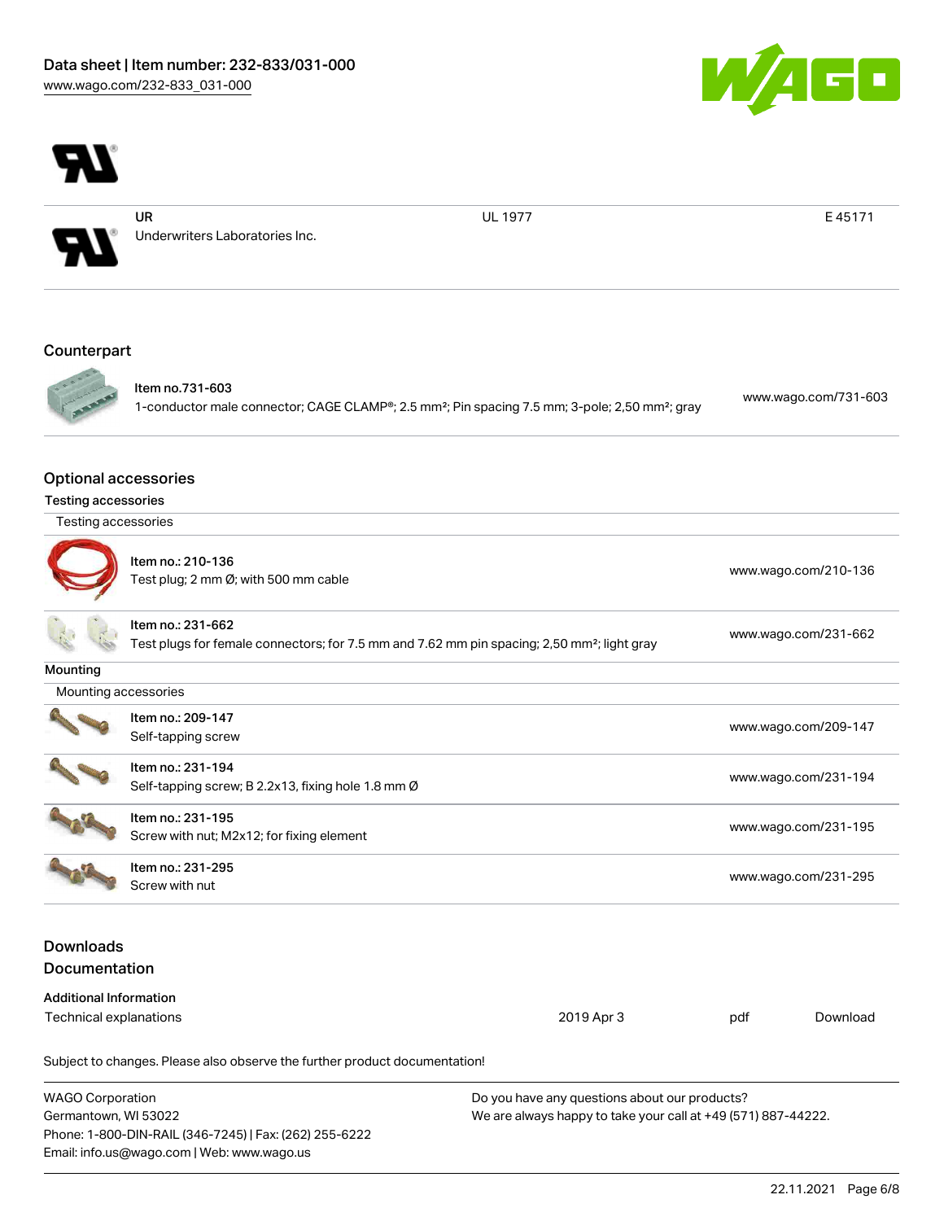| | UR<br>Underwriters Laboratories Inc. | UL 1977 | E 45171 |
|---|---|---|---|

## Counterpart

| Item | Link |
|---|---|
| Item no.731-603<br>1-conductor male connector; CAGE CLAMP®; 2.5 mm²; Pin spacing 7.5 mm; 3-pole; 2,50 mm²; gray | www.wago.com/731-603 |

## Optional accessories

### Testing accessories

| Testing accessories | |
|---|---|
| Item no.: 210-136<br>Test plug; 2 mm Ø; with 500 mm cable | www.wago.com/210-136 |
| Item no.: 231-662<br>Test plugs for female connectors; for 7.5 mm and 7.62 mm pin spacing; 2,50 mm²; light gray | www.wago.com/231-662 |

### Mounting

| Mounting accessories | |
|---|---|
| Item no.: 209-147<br>Self-tapping screw | www.wago.com/209-147 |
| Item no.: 231-194<br>Self-tapping screw; B 2.2x13, fixing hole 1.8 mm Ø | www.wago.com/231-194 |
| Item no.: 231-195<br>Screw with nut; M2x12; for fixing element | www.wago.com/231-195 |
| Item no.: 231-295<br>Screw with nut | www.wago.com/231-295 |

## Downloads

## Documentation

### Additional Information

| | | | |
|---|---|---|---|
| Technical explanations | 2019 Apr 3 | pdf | Download |

Subject to changes. Please also observe the further product documentation!

WAGO Corporation
Germantown, WI 53022
Phone: 1-800-DIN-RAIL (346-7245) | Fax: (262) 255-6222
Email: info.us@wago.com | Web: www.wago.us

Do you have any questions about our products?
We are always happy to take your call at +49 (571) 887-44222.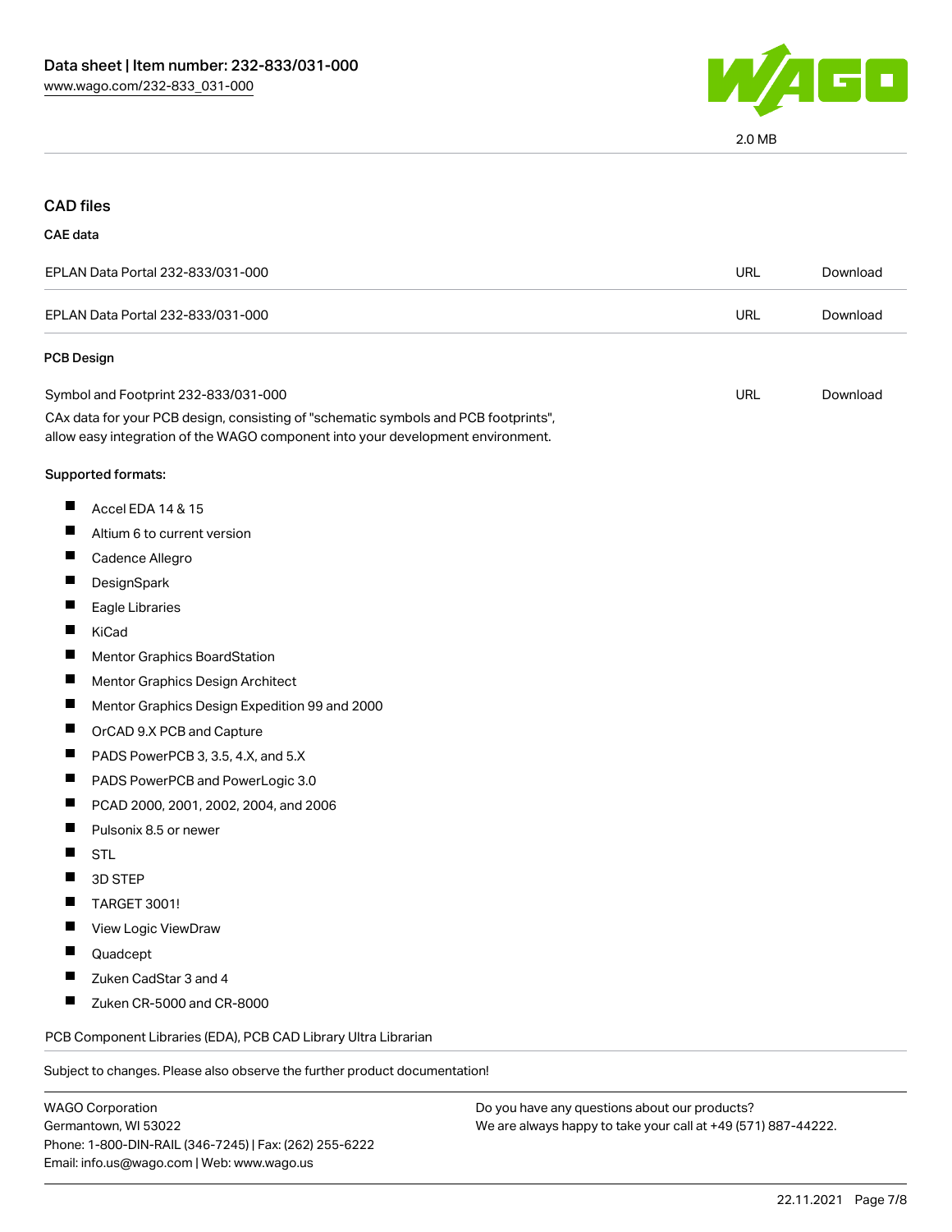2.0 MB

## CAD files

### CAE data

| EPLAN Data Portal 232-833/031-000 | URL | Download |
|---|---|---|
| EPLAN Data Portal 232-833/031-000 | URL | Download |

### PCB Design

| Symbol and Footprint 232-833/031-000 | URL | Download |
|---|---|---|

CAx data for your PCB design, consisting of "schematic symbols and PCB footprints", allow easy integration of the WAGO component into your development environment.

Supported formats:

- Accel EDA 14 & 15
- Altium 6 to current version
- Cadence Allegro
- DesignSpark
- Eagle Libraries
- KiCad
- Mentor Graphics BoardStation
- Mentor Graphics Design Architect
- Mentor Graphics Design Expedition 99 and 2000
- OrCAD 9.X PCB and Capture
- PADS PowerPCB 3, 3.5, 4.X, and 5.X
- PADS PowerPCB and PowerLogic 3.0
- PCAD 2000, 2001, 2002, 2004, and 2006
- Pulsonix 8.5 or newer
- STL
- 3D STEP
- TARGET 3001!
- View Logic ViewDraw
- Quadcept
- Zuken CadStar 3 and 4
- Zuken CR-5000 and CR-8000

PCB Component Libraries (EDA), PCB CAD Library Ultra Librarian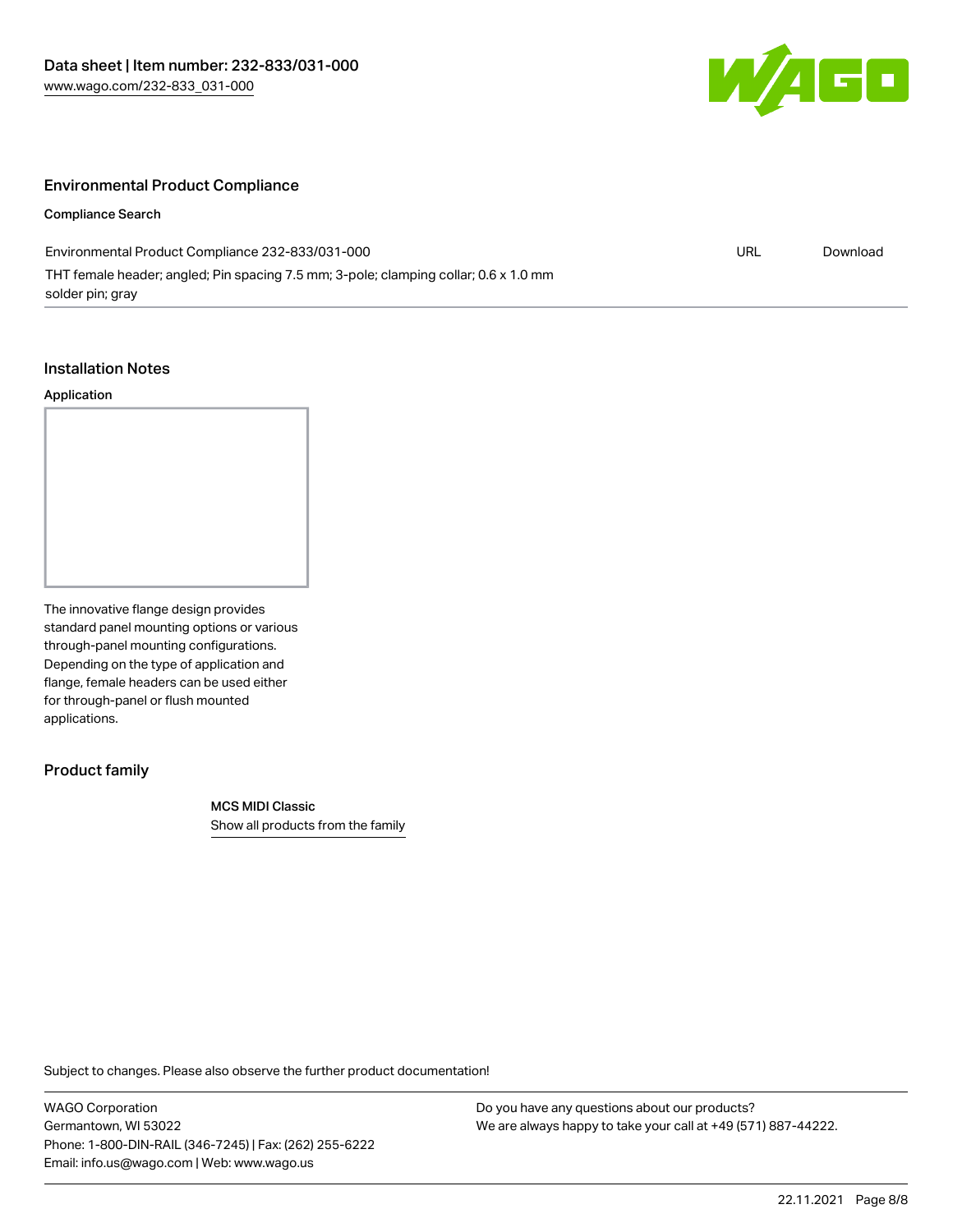## Environmental Product Compliance

**Compliance Search**

| | | |
|---|---|---|
| Environmental Product Compliance 232-833/031-000<br>THT female header; angled; Pin spacing 7.5 mm; 3-pole; clamping collar; 0.6 x 1.0 mm solder pin; gray | URL | Download |

## Installation Notes

**Application**

The innovative flange design provides standard panel mounting options or various through-panel mounting configurations. Depending on the type of application and flange, female headers can be used either for through-panel or flush mounted applications.

## Product family

MCS MIDI Classic
Show all products from the family

Subject to changes. Please also observe the further product documentation!

WAGO Corporation
Germantown, WI 53022
Phone: 1-800-DIN-RAIL (346-7245) | Fax: (262) 255-6222
Email: info.us@wago.com | Web: www.wago.us

Do you have any questions about our products?
We are always happy to take your call at +49 (571) 887-44222.